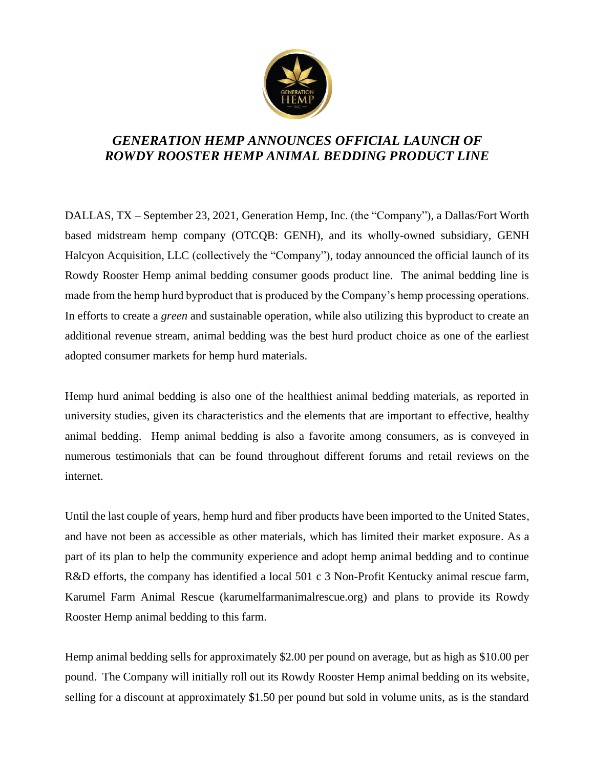# *GENERATION HEMP ANNOUNCES OFFICIAL LAUNCH OF ROWDY ROOSTER HEMP ANIMAL BEDDING PRODUCT LINE*

DALLAS, TX – September 23, 2021, Generation Hemp, Inc. (the "Company"), a Dallas/Fort Worth based midstream hemp company (OTCQB: GENH), and its wholly-owned subsidiary, GENH Halcyon Acquisition, LLC (collectively the "Company"), today announced the official launch of its Rowdy Rooster Hemp animal bedding consumer goods product line. The animal bedding line is made from the hemp hurd byproduct that is produced by the Company's hemp processing operations. In efforts to create a *green* and sustainable operation, while also utilizing this byproduct to create an additional revenue stream, animal bedding was the best hurd product choice as one of the earliest adopted consumer markets for hemp hurd materials.

Hemp hurd animal bedding is also one of the healthiest animal bedding materials, as reported in university studies, given its characteristics and the elements that are important to effective, healthy animal bedding. Hemp animal bedding is also a favorite among consumers, as is conveyed in numerous testimonials that can be found throughout different forums and retail reviews on the internet.

Until the last couple of years, hemp hurd and fiber products have been imported to the United States, and have not been as accessible as other materials, which has limited their market exposure. As a part of its plan to help the community experience and adopt hemp animal bedding and to continue R&D efforts, the company has identified a local 501 c 3 Non-Profit Kentucky animal rescue farm, Karumel Farm Animal Rescue (karumelfarmanimalrescue.org) and plans to provide its Rowdy Rooster Hemp animal bedding to this farm.

Hemp animal bedding sells for approximately $2.00 per pound on average, but as high as $10.00 per pound. The Company will initially roll out its Rowdy Rooster Hemp animal bedding on its website, selling for a discount at approximately $1.50 per pound but sold in volume units, as is the standard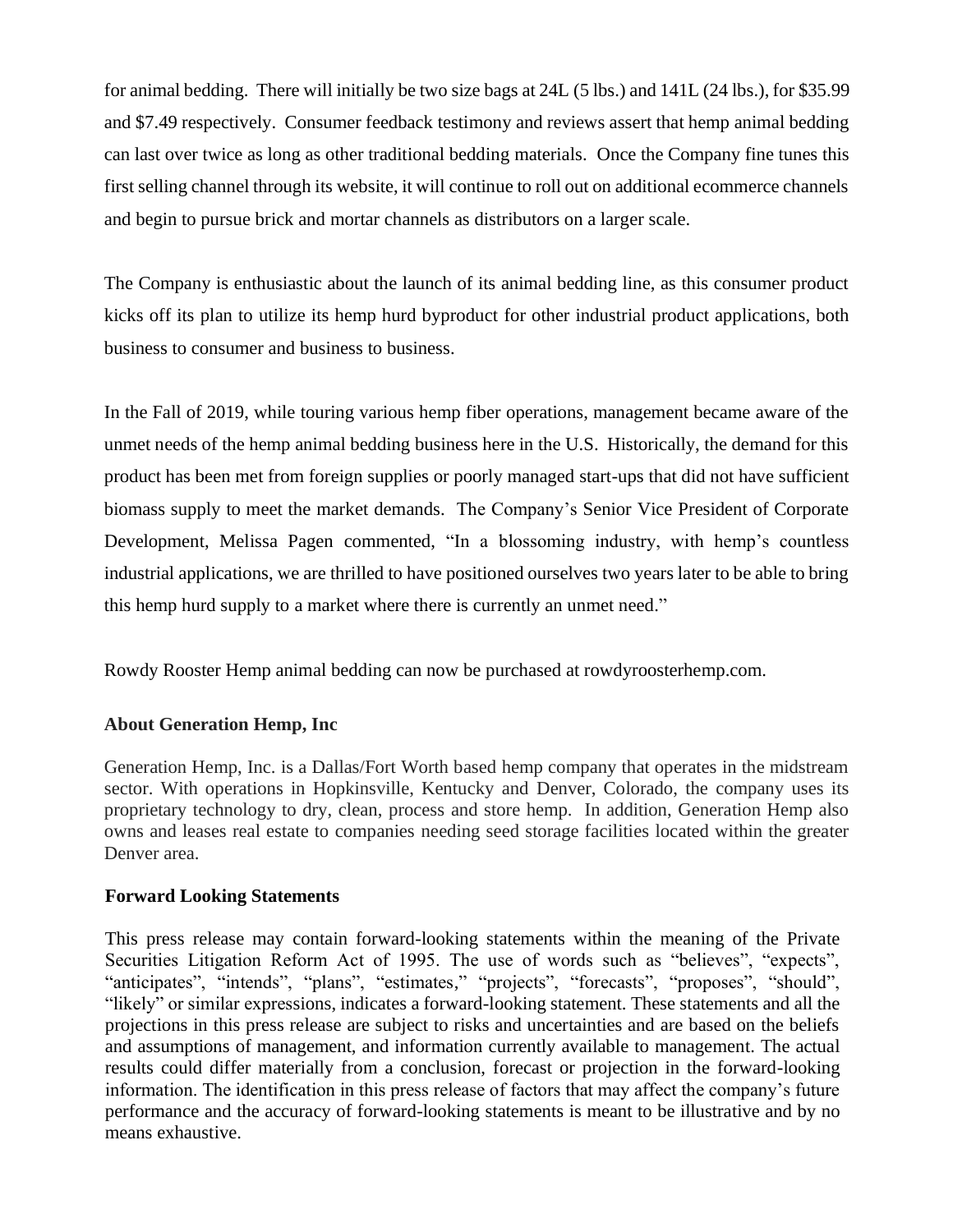for animal bedding. There will initially be two size bags at 24L (5 lbs.) and 141L (24 lbs.), for $35.99 and $7.49 respectively. Consumer feedback testimony and reviews assert that hemp animal bedding can last over twice as long as other traditional bedding materials. Once the Company fine tunes this first selling channel through its website, it will continue to roll out on additional ecommerce channels and begin to pursue brick and mortar channels as distributors on a larger scale.

The Company is enthusiastic about the launch of its animal bedding line, as this consumer product kicks off its plan to utilize its hemp hurd byproduct for other industrial product applications, both business to consumer and business to business.

In the Fall of 2019, while touring various hemp fiber operations, management became aware of the unmet needs of the hemp animal bedding business here in the U.S. Historically, the demand for this product has been met from foreign supplies or poorly managed start-ups that did not have sufficient biomass supply to meet the market demands. The Company's Senior Vice President of Corporate Development, Melissa Pagen commented, "In a blossoming industry, with hemp's countless industrial applications, we are thrilled to have positioned ourselves two years later to be able to bring this hemp hurd supply to a market where there is currently an unmet need."

Rowdy Rooster Hemp animal bedding can now be purchased at rowdyroosterhemp.com.

### About Generation Hemp, Inc

Generation Hemp, Inc. is a Dallas/Fort Worth based hemp company that operates in the midstream sector. With operations in Hopkinsville, Kentucky and Denver, Colorado, the company uses its proprietary technology to dry, clean, process and store hemp. In addition, Generation Hemp also owns and leases real estate to companies needing seed storage facilities located within the greater Denver area.

### Forward Looking Statements

This press release may contain forward-looking statements within the meaning of the Private Securities Litigation Reform Act of 1995. The use of words such as "believes", "expects", "anticipates", "intends", "plans", "estimates," "projects", "forecasts", "proposes", "should", "likely" or similar expressions, indicates a forward-looking statement. These statements and all the projections in this press release are subject to risks and uncertainties and are based on the beliefs and assumptions of management, and information currently available to management. The actual results could differ materially from a conclusion, forecast or projection in the forward-looking information. The identification in this press release of factors that may affect the company's future performance and the accuracy of forward-looking statements is meant to be illustrative and by no means exhaustive.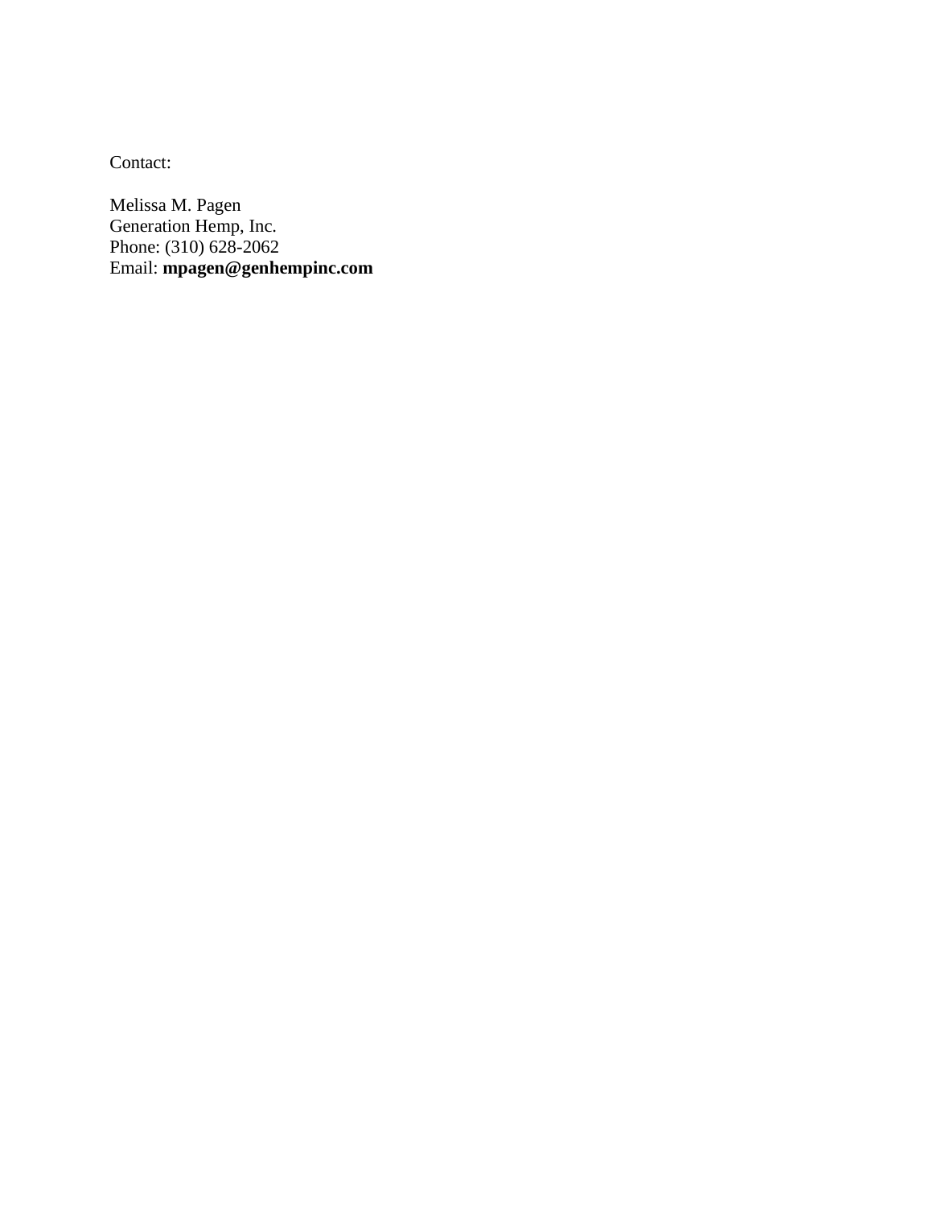Contact:

Melissa M. Pagen
Generation Hemp, Inc.
Phone: (310) 628-2062
Email: **mpagen@genhempinc.com**